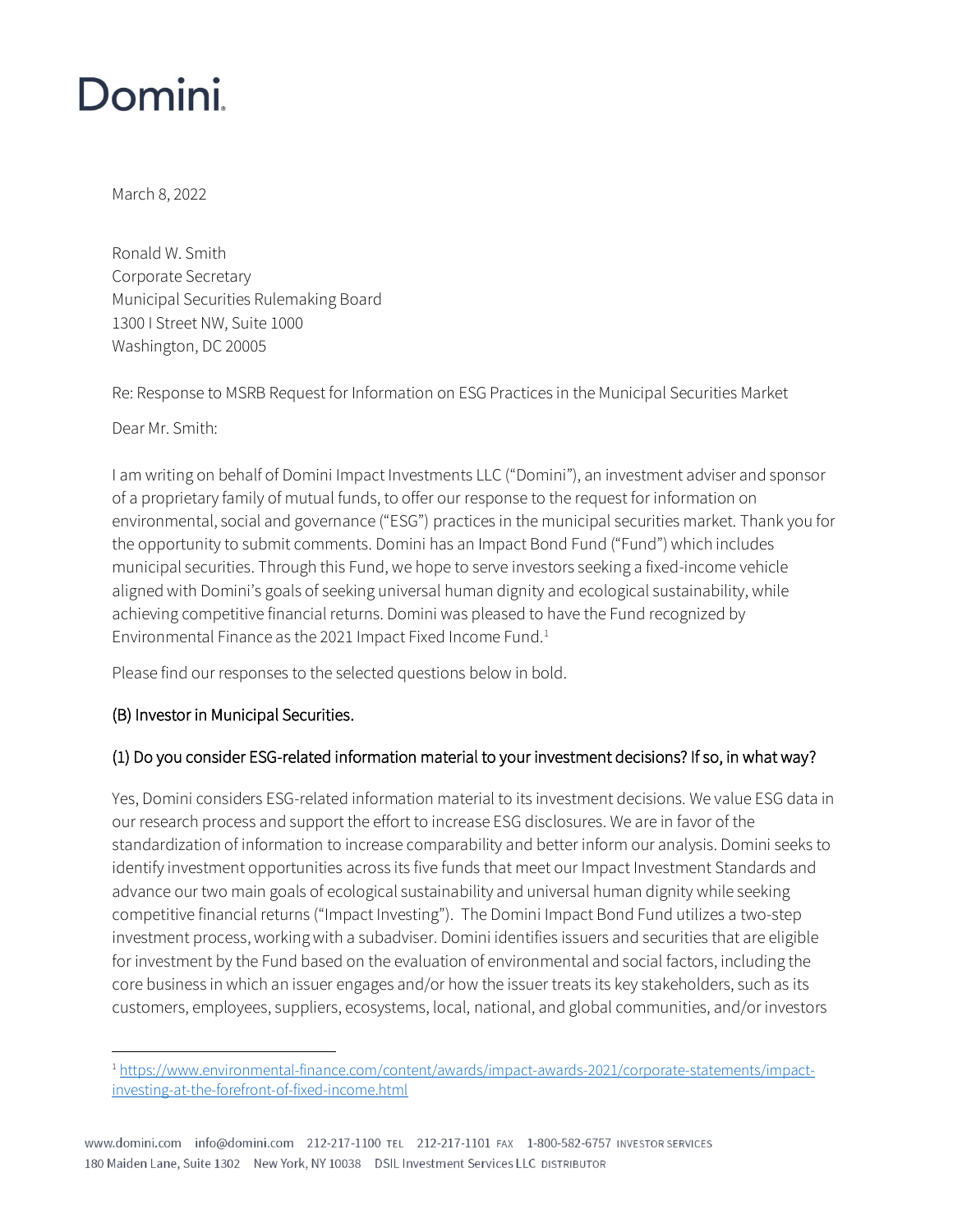# Domini

March 8, 2022

Ronald W. Smith
Corporate Secretary
Municipal Securities Rulemaking Board
1300 I Street NW, Suite 1000
Washington, DC 20005

Re: Response to MSRB Request for Information on ESG Practices in the Municipal Securities Market

Dear Mr. Smith:

I am writing on behalf of Domini Impact Investments LLC ("Domini"), an investment adviser and sponsor of a proprietary family of mutual funds, to offer our response to the request for information on environmental, social and governance ("ESG") practices in the municipal securities market. Thank you for the opportunity to submit comments. Domini has an Impact Bond Fund ("Fund") which includes municipal securities. Through this Fund, we hope to serve investors seeking a fixed-income vehicle aligned with Domini's goals of seeking universal human dignity and ecological sustainability, while achieving competitive financial returns. Domini was pleased to have the Fund recognized by Environmental Finance as the 2021 Impact Fixed Income Fund.[1]

Please find our responses to the selected questions below in bold.

## (B) Investor in Municipal Securities.

### (1) Do you consider ESG-related information material to your investment decisions? If so, in what way?

Yes, Domini considers ESG-related information material to its investment decisions. We value ESG data in our research process and support the effort to increase ESG disclosures. We are in favor of the standardization of information to increase comparability and better inform our analysis. Domini seeks to identify investment opportunities across its five funds that meet our Impact Investment Standards and advance our two main goals of ecological sustainability and universal human dignity while seeking competitive financial returns ("Impact Investing"). The Domini Impact Bond Fund utilizes a two-step investment process, working with a subadviser. Domini identifies issuers and securities that are eligible for investment by the Fund based on the evaluation of environmental and social factors, including the core business in which an issuer engages and/or how the issuer treats its key stakeholders, such as its customers, employees, suppliers, ecosystems, local, national, and global communities, and/or investors

[1] https://www.environmental-finance.com/content/awards/impact-awards-2021/corporate-statements/impact-investing-at-the-forefront-of-fixed-income.html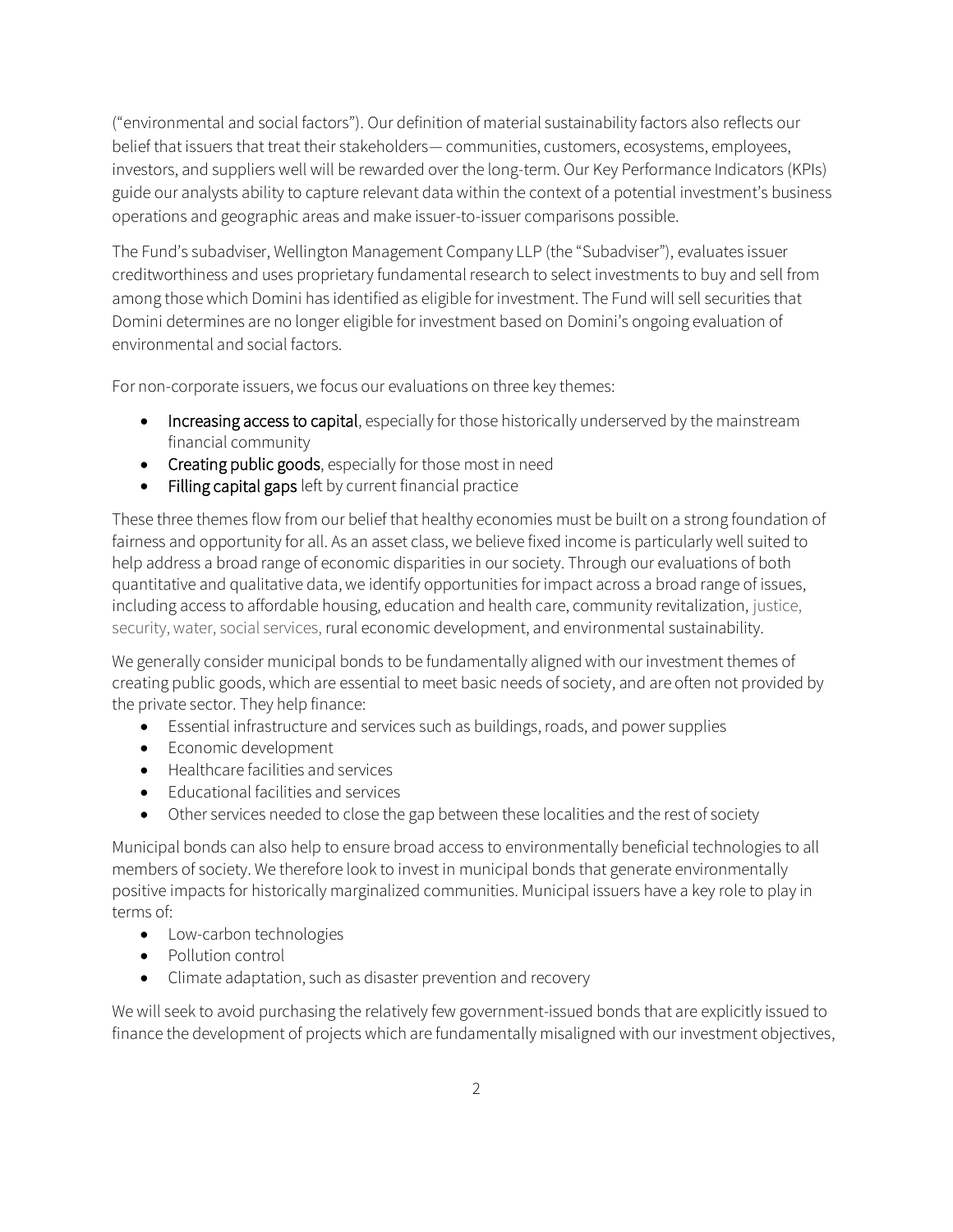("environmental and social factors"). Our definition of material sustainability factors also reflects our belief that issuers that treat their stakeholders— communities, customers, ecosystems, employees, investors, and suppliers well will be rewarded over the long-term. Our Key Performance Indicators (KPIs) guide our analysts ability to capture relevant data within the context of a potential investment's business operations and geographic areas and make issuer-to-issuer comparisons possible.

The Fund's subadviser, Wellington Management Company LLP (the "Subadviser"), evaluates issuer creditworthiness and uses proprietary fundamental research to select investments to buy and sell from among those which Domini has identified as eligible for investment. The Fund will sell securities that Domini determines are no longer eligible for investment based on Domini's ongoing evaluation of environmental and social factors.

For non-corporate issuers, we focus our evaluations on three key themes:

- Increasing access to capital, especially for those historically underserved by the mainstream financial community
- Creating public goods, especially for those most in need
- Filling capital gaps left by current financial practice

These three themes flow from our belief that healthy economies must be built on a strong foundation of fairness and opportunity for all. As an asset class, we believe fixed income is particularly well suited to help address a broad range of economic disparities in our society. Through our evaluations of both quantitative and qualitative data, we identify opportunities for impact across a broad range of issues, including access to affordable housing, education and health care, community revitalization, justice, security, water, social services, rural economic development, and environmental sustainability.

We generally consider municipal bonds to be fundamentally aligned with our investment themes of creating public goods, which are essential to meet basic needs of society, and are often not provided by the private sector. They help finance:

- Essential infrastructure and services such as buildings, roads, and power supplies
- Economic development
- Healthcare facilities and services
- Educational facilities and services
- Other services needed to close the gap between these localities and the rest of society

Municipal bonds can also help to ensure broad access to environmentally beneficial technologies to all members of society. We therefore look to invest in municipal bonds that generate environmentally positive impacts for historically marginalized communities. Municipal issuers have a key role to play in terms of:

- Low-carbon technologies
- Pollution control
- Climate adaptation, such as disaster prevention and recovery

We will seek to avoid purchasing the relatively few government-issued bonds that are explicitly issued to finance the development of projects which are fundamentally misaligned with our investment objectives,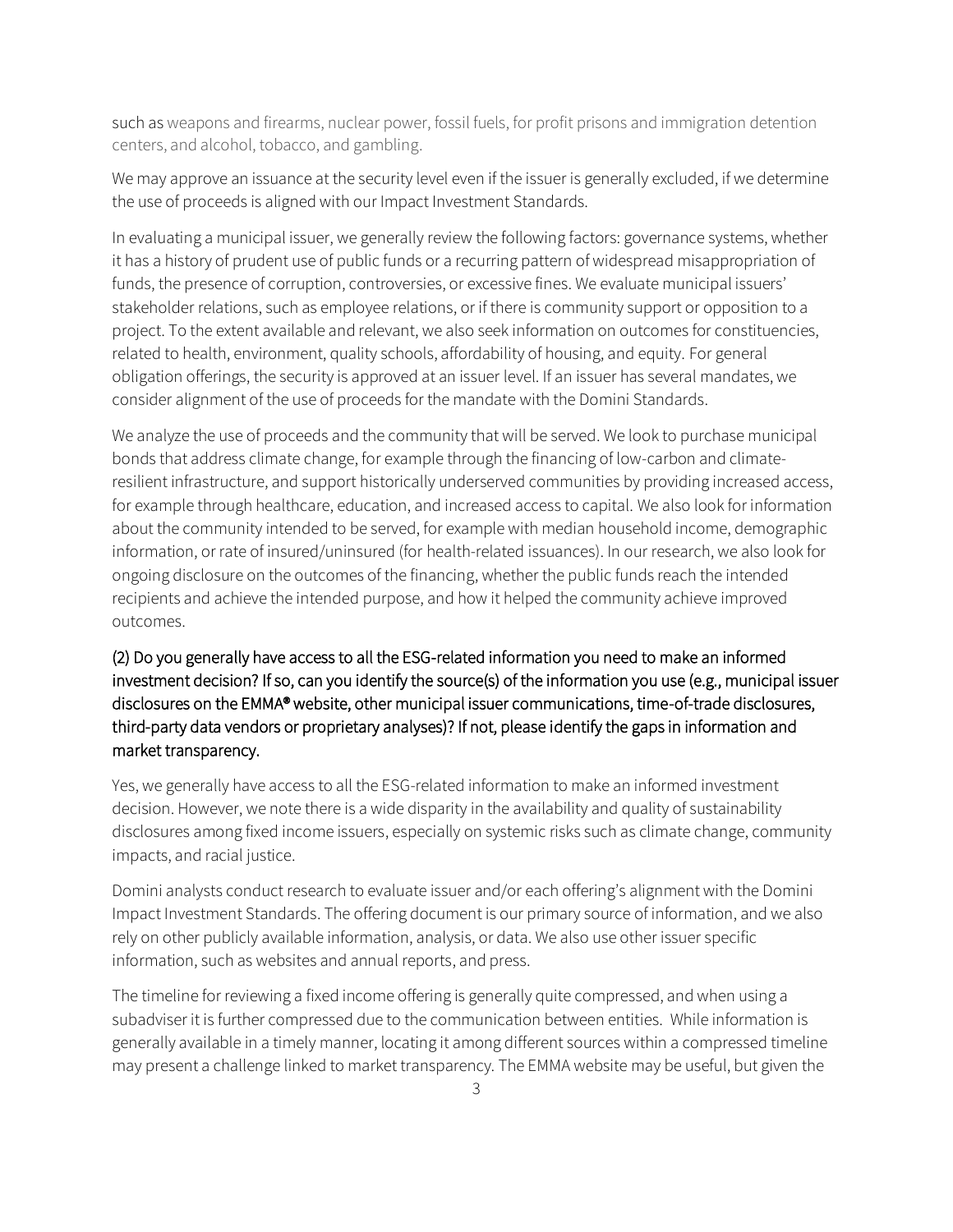such as weapons and firearms, nuclear power, fossil fuels, for profit prisons and immigration detention centers, and alcohol, tobacco, and gambling.

We may approve an issuance at the security level even if the issuer is generally excluded, if we determine the use of proceeds is aligned with our Impact Investment Standards.

In evaluating a municipal issuer, we generally review the following factors: governance systems, whether it has a history of prudent use of public funds or a recurring pattern of widespread misappropriation of funds, the presence of corruption, controversies, or excessive fines. We evaluate municipal issuers' stakeholder relations, such as employee relations, or if there is community support or opposition to a project. To the extent available and relevant, we also seek information on outcomes for constituencies, related to health, environment, quality schools, affordability of housing, and equity. For general obligation offerings, the security is approved at an issuer level. If an issuer has several mandates, we consider alignment of the use of proceeds for the mandate with the Domini Standards.

We analyze the use of proceeds and the community that will be served. We look to purchase municipal bonds that address climate change, for example through the financing of low-carbon and climate-resilient infrastructure, and support historically underserved communities by providing increased access, for example through healthcare, education, and increased access to capital. We also look for information about the community intended to be served, for example with median household income, demographic information, or rate of insured/uninsured (for health-related issuances). In our research, we also look for ongoing disclosure on the outcomes of the financing, whether the public funds reach the intended recipients and achieve the intended purpose, and how it helped the community achieve improved outcomes.

**(2) Do you generally have access to all the ESG-related information you need to make an informed investment decision? If so, can you identify the source(s) of the information you use (e.g., municipal issuer disclosures on the EMMA® website, other municipal issuer communications, time-of-trade disclosures, third-party data vendors or proprietary analyses)? If not, please identify the gaps in information and market transparency.**

Yes, we generally have access to all the ESG-related information to make an informed investment decision. However, we note there is a wide disparity in the availability and quality of sustainability disclosures among fixed income issuers, especially on systemic risks such as climate change, community impacts, and racial justice.

Domini analysts conduct research to evaluate issuer and/or each offering's alignment with the Domini Impact Investment Standards. The offering document is our primary source of information, and we also rely on other publicly available information, analysis, or data. We also use other issuer specific information, such as websites and annual reports, and press.

The timeline for reviewing a fixed income offering is generally quite compressed, and when using a subadviser it is further compressed due to the communication between entities. While information is generally available in a timely manner, locating it among different sources within a compressed timeline may present a challenge linked to market transparency. The EMMA website may be useful, but given the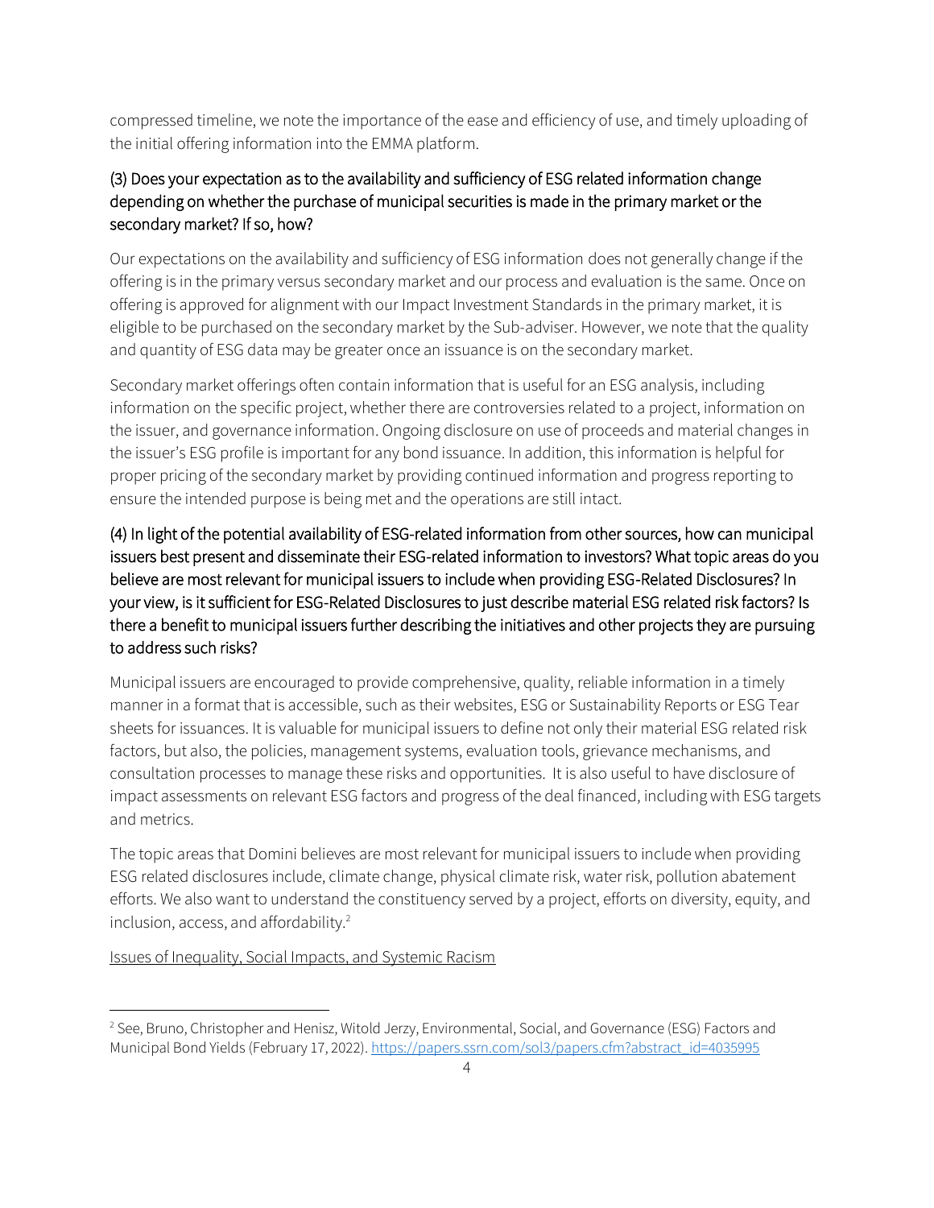compressed timeline, we note the importance of the ease and efficiency of use, and timely uploading of the initial offering information into the EMMA platform.

### (3) Does your expectation as to the availability and sufficiency of ESG related information change depending on whether the purchase of municipal securities is made in the primary market or the secondary market? If so, how?

Our expectations on the availability and sufficiency of ESG information does not generally change if the offering is in the primary versus secondary market and our process and evaluation is the same. Once on offering is approved for alignment with our Impact Investment Standards in the primary market, it is eligible to be purchased on the secondary market by the Sub-adviser. However, we note that the quality and quantity of ESG data may be greater once an issuance is on the secondary market.

Secondary market offerings often contain information that is useful for an ESG analysis, including information on the specific project, whether there are controversies related to a project, information on the issuer, and governance information. Ongoing disclosure on use of proceeds and material changes in the issuer's ESG profile is important for any bond issuance. In addition, this information is helpful for proper pricing of the secondary market by providing continued information and progress reporting to ensure the intended purpose is being met and the operations are still intact.

### (4) In light of the potential availability of ESG-related information from other sources, how can municipal issuers best present and disseminate their ESG-related information to investors? What topic areas do you believe are most relevant for municipal issuers to include when providing ESG-Related Disclosures? In your view, is it sufficient for ESG-Related Disclosures to just describe material ESG related risk factors? Is there a benefit to municipal issuers further describing the initiatives and other projects they are pursuing to address such risks?

Municipal issuers are encouraged to provide comprehensive, quality, reliable information in a timely manner in a format that is accessible, such as their websites, ESG or Sustainability Reports or ESG Tear sheets for issuances. It is valuable for municipal issuers to define not only their material ESG related risk factors, but also, the policies, management systems, evaluation tools, grievance mechanisms, and consultation processes to manage these risks and opportunities. It is also useful to have disclosure of impact assessments on relevant ESG factors and progress of the deal financed, including with ESG targets and metrics.

The topic areas that Domini believes are most relevant for municipal issuers to include when providing ESG related disclosures include, climate change, physical climate risk, water risk, pollution abatement efforts. We also want to understand the constituency served by a project, efforts on diversity, equity, and inclusion, access, and affordability.[2]

Issues of Inequality, Social Impacts, and Systemic Racism

---

[2] See, Bruno, Christopher and Henisz, Witold Jerzy, Environmental, Social, and Governance (ESG) Factors and Municipal Bond Yields (February 17, 2022). https://papers.ssrn.com/sol3/papers.cfm?abstract_id=4035995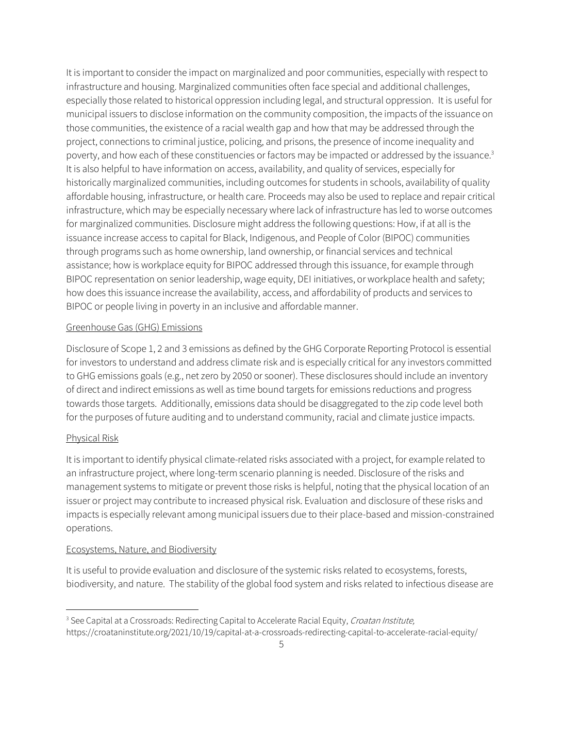It is important to consider the impact on marginalized and poor communities, especially with respect to infrastructure and housing. Marginalized communities often face special and additional challenges, especially those related to historical oppression including legal, and structural oppression. It is useful for municipal issuers to disclose information on the community composition, the impacts of the issuance on those communities, the existence of a racial wealth gap and how that may be addressed through the project, connections to criminal justice, policing, and prisons, the presence of income inequality and poverty, and how each of these constituencies or factors may be impacted or addressed by the issuance.[3] It is also helpful to have information on access, availability, and quality of services, especially for historically marginalized communities, including outcomes for students in schools, availability of quality affordable housing, infrastructure, or health care. Proceeds may also be used to replace and repair critical infrastructure, which may be especially necessary where lack of infrastructure has led to worse outcomes for marginalized communities. Disclosure might address the following questions: How, if at all is the issuance increase access to capital for Black, Indigenous, and People of Color (BIPOC) communities through programs such as home ownership, land ownership, or financial services and technical assistance; how is workplace equity for BIPOC addressed through this issuance, for example through BIPOC representation on senior leadership, wage equity, DEI initiatives, or workplace health and safety; how does this issuance increase the availability, access, and affordability of products and services to BIPOC or people living in poverty in an inclusive and affordable manner.

<u>Greenhouse Gas (GHG) Emissions</u>

Disclosure of Scope 1, 2 and 3 emissions as defined by the GHG Corporate Reporting Protocol is essential for investors to understand and address climate risk and is especially critical for any investors committed to GHG emissions goals (e.g., net zero by 2050 or sooner). These disclosures should include an inventory of direct and indirect emissions as well as time bound targets for emissions reductions and progress towards those targets. Additionally, emissions data should be disaggregated to the zip code level both for the purposes of future auditing and to understand community, racial and climate justice impacts.

<u>Physical Risk</u>

It is important to identify physical climate-related risks associated with a project, for example related to an infrastructure project, where long-term scenario planning is needed. Disclosure of the risks and management systems to mitigate or prevent those risks is helpful, noting that the physical location of an issuer or project may contribute to increased physical risk. Evaluation and disclosure of these risks and impacts is especially relevant among municipal issuers due to their place-based and mission-constrained operations.

<u>Ecosystems, Nature, and Biodiversity</u>

It is useful to provide evaluation and disclosure of the systemic risks related to ecosystems, forests, biodiversity, and nature. The stability of the global food system and risks related to infectious disease are

---

[3] See Capital at a Crossroads: Redirecting Capital to Accelerate Racial Equity, *Croatan Institute*, https://croataninstitute.org/2021/10/19/capital-at-a-crossroads-redirecting-capital-to-accelerate-racial-equity/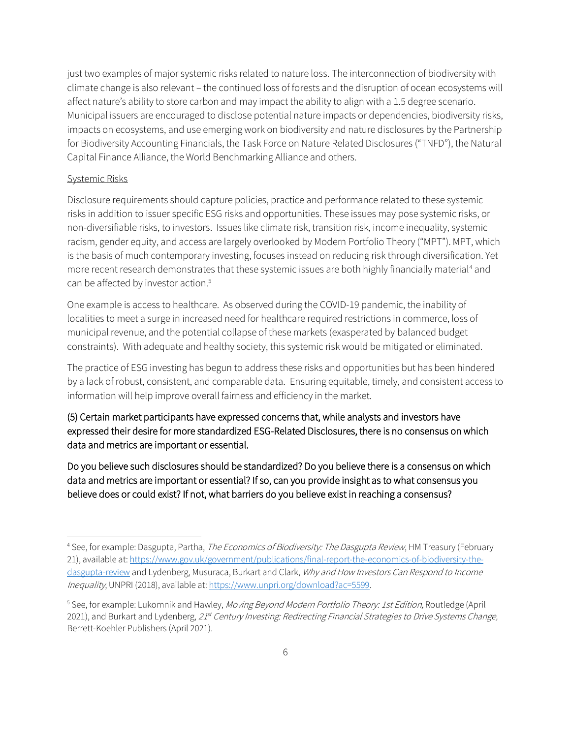just two examples of major systemic risks related to nature loss. The interconnection of biodiversity with climate change is also relevant – the continued loss of forests and the disruption of ocean ecosystems will affect nature's ability to store carbon and may impact the ability to align with a 1.5 degree scenario. Municipal issuers are encouraged to disclose potential nature impacts or dependencies, biodiversity risks, impacts on ecosystems, and use emerging work on biodiversity and nature disclosures by the Partnership for Biodiversity Accounting Financials, the Task Force on Nature Related Disclosures ("TNFD"), the Natural Capital Finance Alliance, the World Benchmarking Alliance and others.

<u>Systemic Risks</u>

Disclosure requirements should capture policies, practice and performance related to these systemic risks in addition to issuer specific ESG risks and opportunities. These issues may pose systemic risks, or non-diversifiable risks, to investors. Issues like climate risk, transition risk, income inequality, systemic racism, gender equity, and access are largely overlooked by Modern Portfolio Theory ("MPT"). MPT, which is the basis of much contemporary investing, focuses instead on reducing risk through diversification. Yet more recent research demonstrates that these systemic issues are both highly financially material[4] and can be affected by investor action.[5]

One example is access to healthcare. As observed during the COVID-19 pandemic, the inability of localities to meet a surge in increased need for healthcare required restrictions in commerce, loss of municipal revenue, and the potential collapse of these markets (exasperated by balanced budget constraints). With adequate and healthy society, this systemic risk would be mitigated or eliminated.

The practice of ESG investing has begun to address these risks and opportunities but has been hindered by a lack of robust, consistent, and comparable data. Ensuring equitable, timely, and consistent access to information will help improve overall fairness and efficiency in the market.

(5) Certain market participants have expressed concerns that, while analysts and investors have expressed their desire for more standardized ESG-Related Disclosures, there is no consensus on which data and metrics are important or essential.

Do you believe such disclosures should be standardized? Do you believe there is a consensus on which data and metrics are important or essential? If so, can you provide insight as to what consensus you believe does or could exist? If not, what barriers do you believe exist in reaching a consensus?

---

[4] See, for example: Dasgupta, Partha, *The Economics of Biodiversity: The Dasgupta Review*, HM Treasury (February 21), available at: https://www.gov.uk/government/publications/final-report-the-economics-of-biodiversity-the-dasgupta-review and Lydenberg, Musuraca, Burkart and Clark, *Why and How Investors Can Respond to Income Inequality*, UNPRI (2018), available at: https://www.unpri.org/download?ac=5599.

[5] See, for example: Lukomnik and Hawley, *Moving Beyond Modern Portfolio Theory: 1st Edition,* Routledge (April 2021), and Burkart and Lydenberg, *21st Century Investing: Redirecting Financial Strategies to Drive Systems Change,* Berrett-Koehler Publishers (April 2021).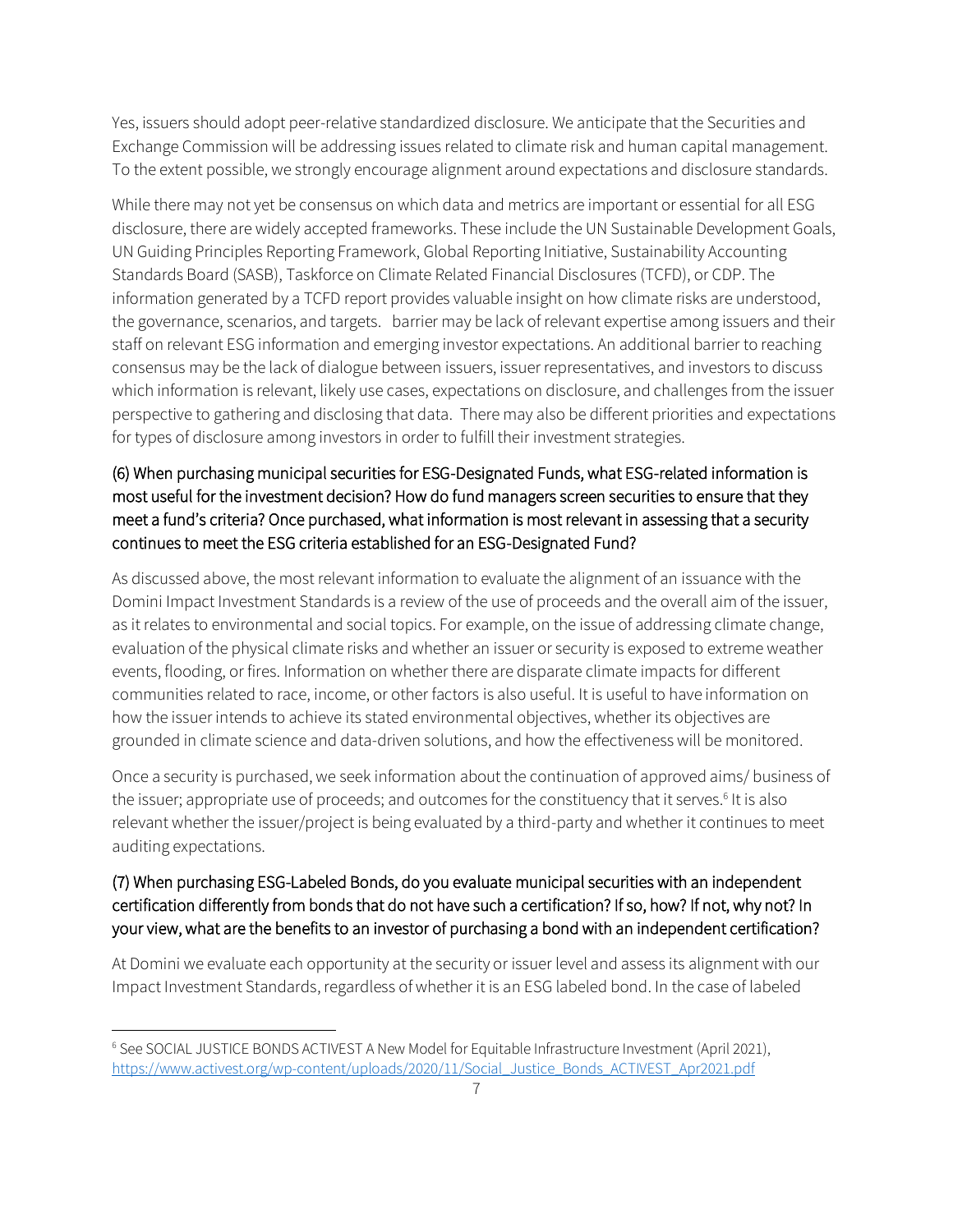Yes, issuers should adopt peer-relative standardized disclosure. We anticipate that the Securities and Exchange Commission will be addressing issues related to climate risk and human capital management. To the extent possible, we strongly encourage alignment around expectations and disclosure standards.

While there may not yet be consensus on which data and metrics are important or essential for all ESG disclosure, there are widely accepted frameworks. These include the UN Sustainable Development Goals, UN Guiding Principles Reporting Framework, Global Reporting Initiative, Sustainability Accounting Standards Board (SASB), Taskforce on Climate Related Financial Disclosures (TCFD), or CDP. The information generated by a TCFD report provides valuable insight on how climate risks are understood, the governance, scenarios, and targets.  barrier may be lack of relevant expertise among issuers and their staff on relevant ESG information and emerging investor expectations. An additional barrier to reaching consensus may be the lack of dialogue between issuers, issuer representatives, and investors to discuss which information is relevant, likely use cases, expectations on disclosure, and challenges from the issuer perspective to gathering and disclosing that data.  There may also be different priorities and expectations for types of disclosure among investors in order to fulfill their investment strategies.

### (6) When purchasing municipal securities for ESG-Designated Funds, what ESG-related information is most useful for the investment decision? How do fund managers screen securities to ensure that they meet a fund's criteria? Once purchased, what information is most relevant in assessing that a security continues to meet the ESG criteria established for an ESG-Designated Fund?

As discussed above, the most relevant information to evaluate the alignment of an issuance with the Domini Impact Investment Standards is a review of the use of proceeds and the overall aim of the issuer, as it relates to environmental and social topics. For example, on the issue of addressing climate change, evaluation of the physical climate risks and whether an issuer or security is exposed to extreme weather events, flooding, or fires. Information on whether there are disparate climate impacts for different communities related to race, income, or other factors is also useful. It is useful to have information on how the issuer intends to achieve its stated environmental objectives, whether its objectives are grounded in climate science and data-driven solutions, and how the effectiveness will be monitored.

Once a security is purchased, we seek information about the continuation of approved aims/ business of the issuer; appropriate use of proceeds; and outcomes for the constituency that it serves.[6] It is also relevant whether the issuer/project is being evaluated by a third-party and whether it continues to meet auditing expectations.

### (7) When purchasing ESG-Labeled Bonds, do you evaluate municipal securities with an independent certification differently from bonds that do not have such a certification? If so, how? If not, why not? In your view, what are the benefits to an investor of purchasing a bond with an independent certification?

At Domini we evaluate each opportunity at the security or issuer level and assess its alignment with our Impact Investment Standards, regardless of whether it is an ESG labeled bond. In the case of labeled

---

[6] See SOCIAL JUSTICE BONDS ACTIVEST A New Model for Equitable Infrastructure Investment (April 2021), https://www.activest.org/wp-content/uploads/2020/11/Social_Justice_Bonds_ACTIVEST_Apr2021.pdf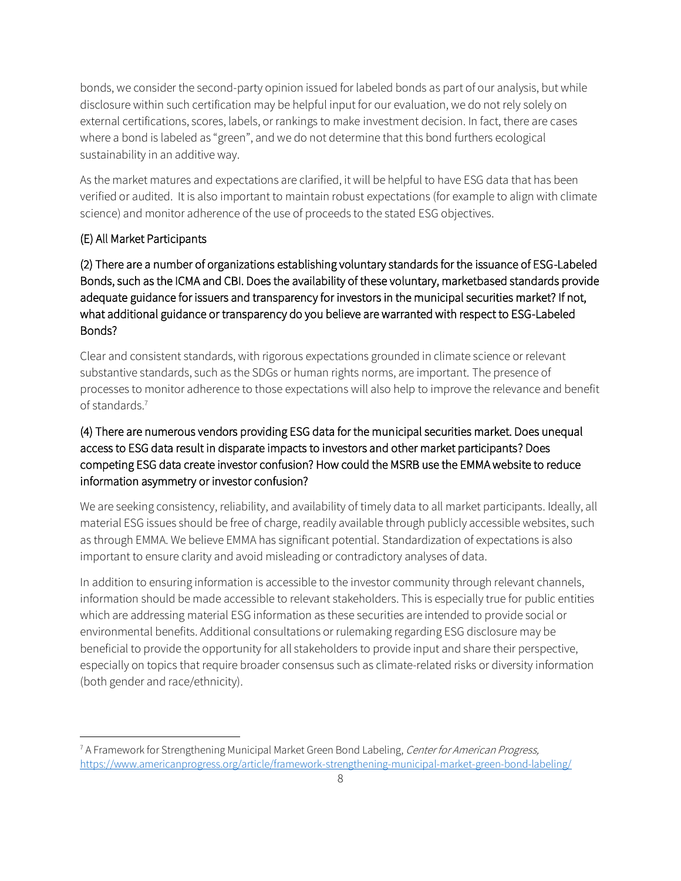bonds, we consider the second-party opinion issued for labeled bonds as part of our analysis, but while disclosure within such certification may be helpful input for our evaluation, we do not rely solely on external certifications, scores, labels, or rankings to make investment decision. In fact, there are cases where a bond is labeled as "green", and we do not determine that this bond furthers ecological sustainability in an additive way.

As the market matures and expectations are clarified, it will be helpful to have ESG data that has been verified or audited. It is also important to maintain robust expectations (for example to align with climate science) and monitor adherence of the use of proceeds to the stated ESG objectives.

### (E) All Market Participants

### (2) There are a number of organizations establishing voluntary standards for the issuance of ESG-Labeled Bonds, such as the ICMA and CBI. Does the availability of these voluntary, marketbased standards provide adequate guidance for issuers and transparency for investors in the municipal securities market? If not, what additional guidance or transparency do you believe are warranted with respect to ESG-Labeled Bonds?

Clear and consistent standards, with rigorous expectations grounded in climate science or relevant substantive standards, such as the SDGs or human rights norms, are important. The presence of processes to monitor adherence to those expectations will also help to improve the relevance and benefit of standards.[7]

### (4) There are numerous vendors providing ESG data for the municipal securities market. Does unequal access to ESG data result in disparate impacts to investors and other market participants? Does competing ESG data create investor confusion? How could the MSRB use the EMMA website to reduce information asymmetry or investor confusion?

We are seeking consistency, reliability, and availability of timely data to all market participants. Ideally, all material ESG issues should be free of charge, readily available through publicly accessible websites, such as through EMMA. We believe EMMA has significant potential. Standardization of expectations is also important to ensure clarity and avoid misleading or contradictory analyses of data.

In addition to ensuring information is accessible to the investor community through relevant channels, information should be made accessible to relevant stakeholders. This is especially true for public entities which are addressing material ESG information as these securities are intended to provide social or environmental benefits. Additional consultations or rulemaking regarding ESG disclosure may be beneficial to provide the opportunity for all stakeholders to provide input and share their perspective, especially on topics that require broader consensus such as climate-related risks or diversity information (both gender and race/ethnicity).

---

[7] A Framework for Strengthening Municipal Market Green Bond Labeling, *Center for American Progress,* https://www.americanprogress.org/article/framework-strengthening-municipal-market-green-bond-labeling/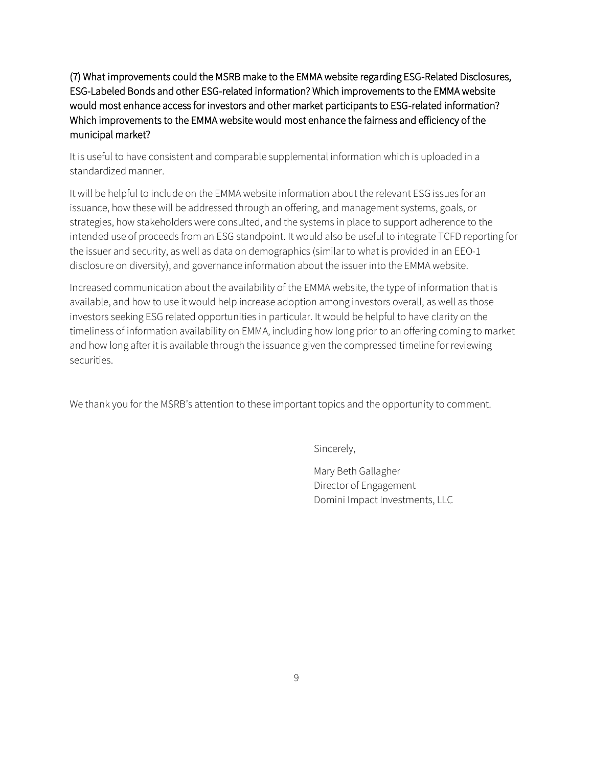### (7) What improvements could the MSRB make to the EMMA website regarding ESG-Related Disclosures, ESG-Labeled Bonds and other ESG-related information? Which improvements to the EMMA website would most enhance access for investors and other market participants to ESG-related information? Which improvements to the EMMA website would most enhance the fairness and efficiency of the municipal market?

It is useful to have consistent and comparable supplemental information which is uploaded in a standardized manner.

It will be helpful to include on the EMMA website information about the relevant ESG issues for an issuance, how these will be addressed through an offering, and management systems, goals, or strategies, how stakeholders were consulted, and the systems in place to support adherence to the intended use of proceeds from an ESG standpoint. It would also be useful to integrate TCFD reporting for the issuer and security, as well as data on demographics (similar to what is provided in an EEO-1 disclosure on diversity), and governance information about the issuer into the EMMA website.

Increased communication about the availability of the EMMA website, the type of information that is available, and how to use it would help increase adoption among investors overall, as well as those investors seeking ESG related opportunities in particular. It would be helpful to have clarity on the timeliness of information availability on EMMA, including how long prior to an offering coming to market and how long after it is available through the issuance given the compressed timeline for reviewing securities.

We thank you for the MSRB's attention to these important topics and the opportunity to comment.

Sincerely,

Mary Beth Gallagher
Director of Engagement
Domini Impact Investments, LLC